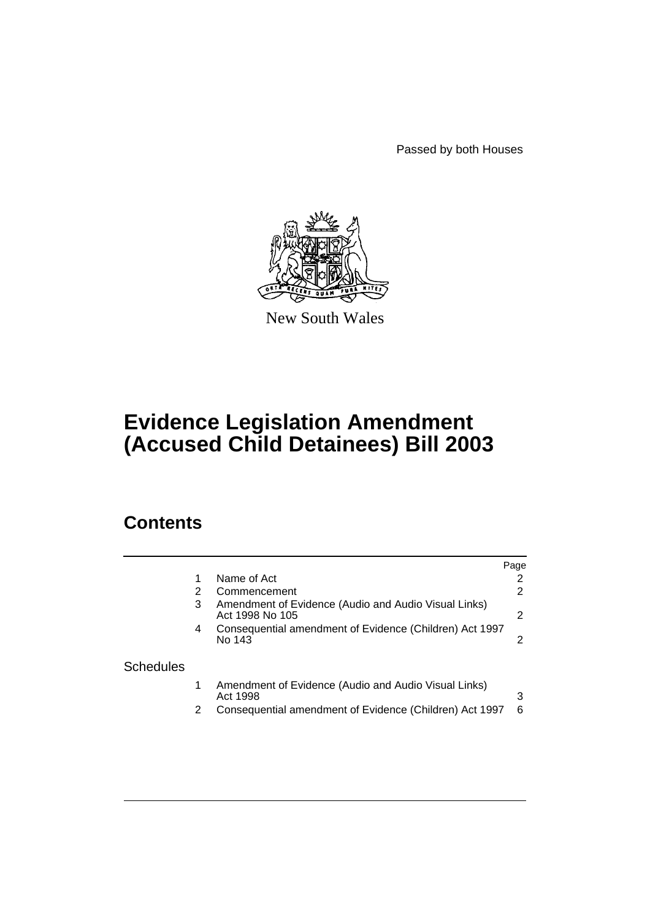Passed by both Houses

New South Wales

# Evidence Legislation Amendment (Accused Child Detainees) Bill 2003

## Contents

| | | | Page |
|---|---|---|---|
| | 1 | Name of Act | 2 |
| | 2 | Commencement | 2 |
| | 3 | Amendment of Evidence (Audio and Audio Visual Links) Act 1998 No 105 | 2 |
| | 4 | Consequential amendment of Evidence (Children) Act 1997 No 143 | 2 |
| Schedules | | | |
| | 1 | Amendment of Evidence (Audio and Audio Visual Links) Act 1998 | 3 |
| | 2 | Consequential amendment of Evidence (Children) Act 1997 | 6 |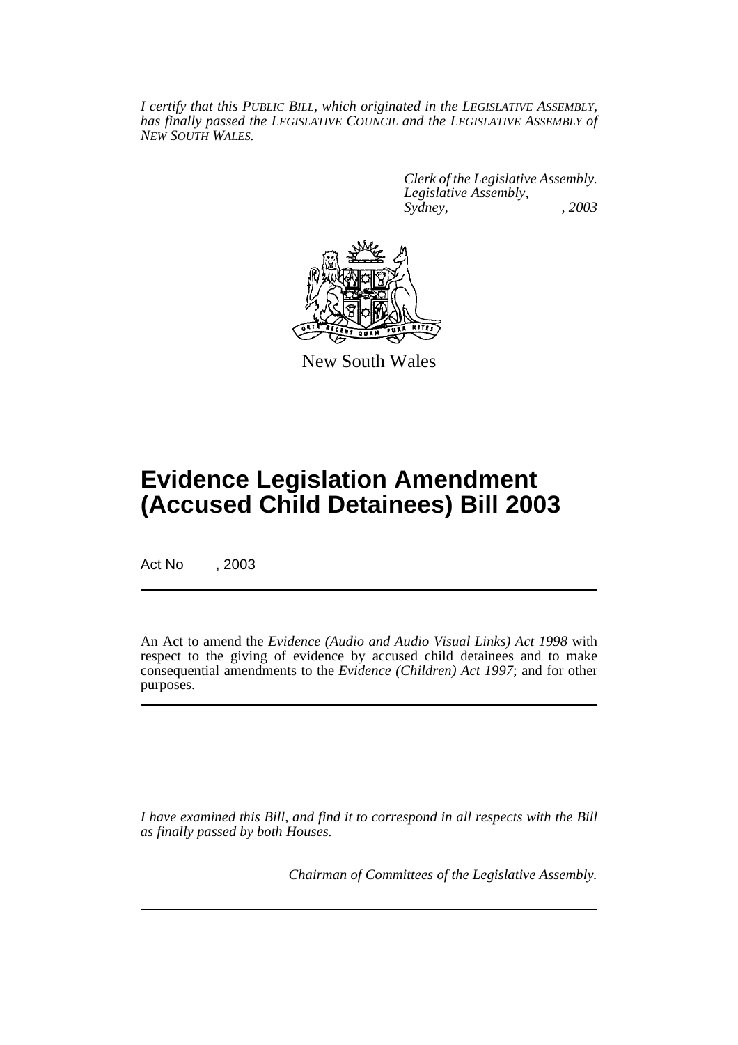*I certify that this PUBLIC BILL, which originated in the LEGISLATIVE ASSEMBLY, has finally passed the LEGISLATIVE COUNCIL and the LEGISLATIVE ASSEMBLY of NEW SOUTH WALES.*

*Clerk of the Legislative Assembly.*
*Legislative Assembly,*
*Sydney, , 2003*

New South Wales

# Evidence Legislation Amendment (Accused Child Detainees) Bill 2003

Act No , 2003

An Act to amend the *Evidence (Audio and Audio Visual Links) Act 1998* with respect to the giving of evidence by accused child detainees and to make consequential amendments to the *Evidence (Children) Act 1997*; and for other purposes.

*I have examined this Bill, and find it to correspond in all respects with the Bill as finally passed by both Houses.*

*Chairman of Committees of the Legislative Assembly.*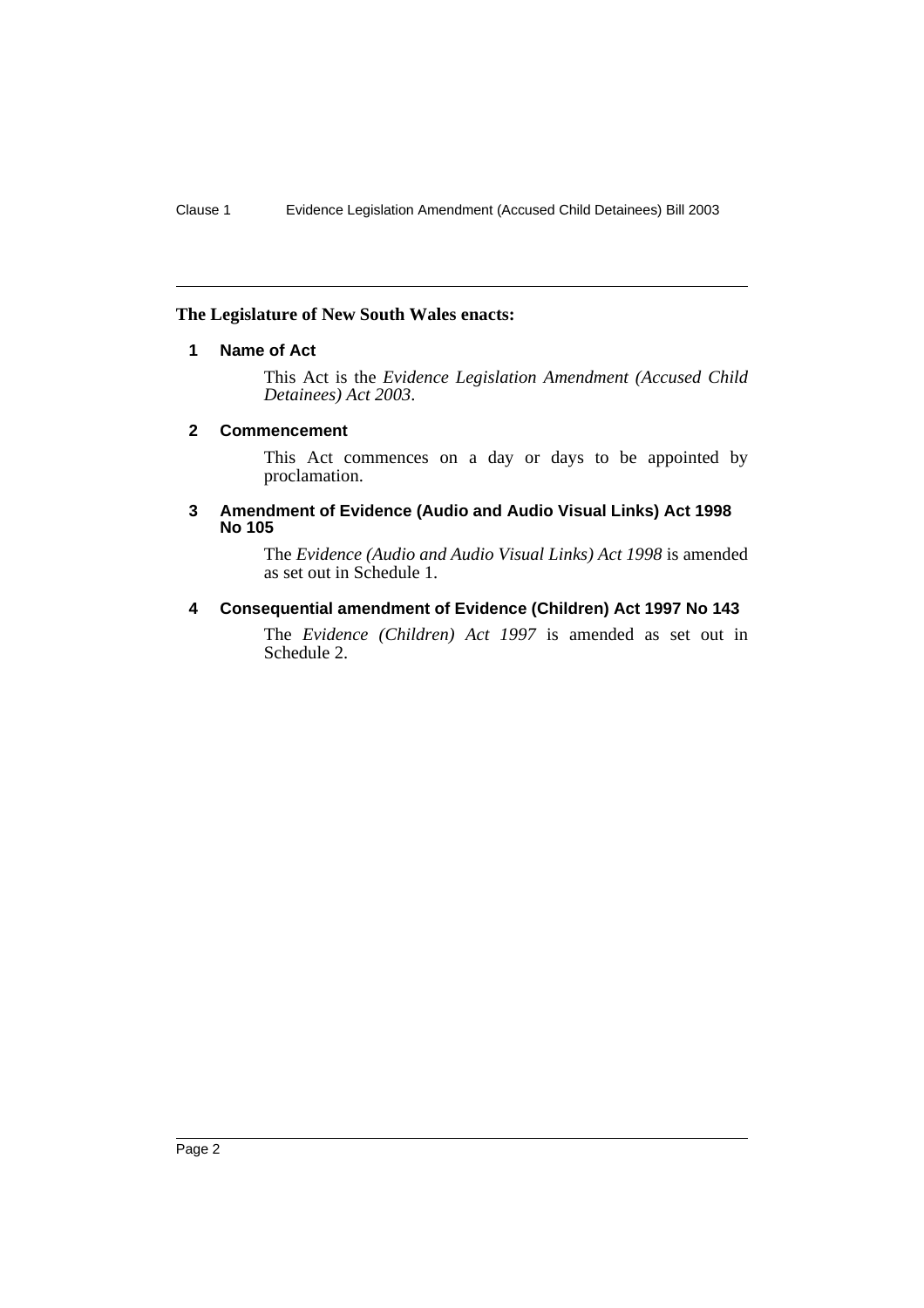**The Legislature of New South Wales enacts:**

## 1 Name of Act

This Act is the *Evidence Legislation Amendment (Accused Child Detainees) Act 2003*.

## 2 Commencement

This Act commences on a day or days to be appointed by proclamation.

## 3 Amendment of Evidence (Audio and Audio Visual Links) Act 1998 No 105

The *Evidence (Audio and Audio Visual Links) Act 1998* is amended as set out in Schedule 1.

## 4 Consequential amendment of Evidence (Children) Act 1997 No 143

The *Evidence (Children) Act 1997* is amended as set out in Schedule 2.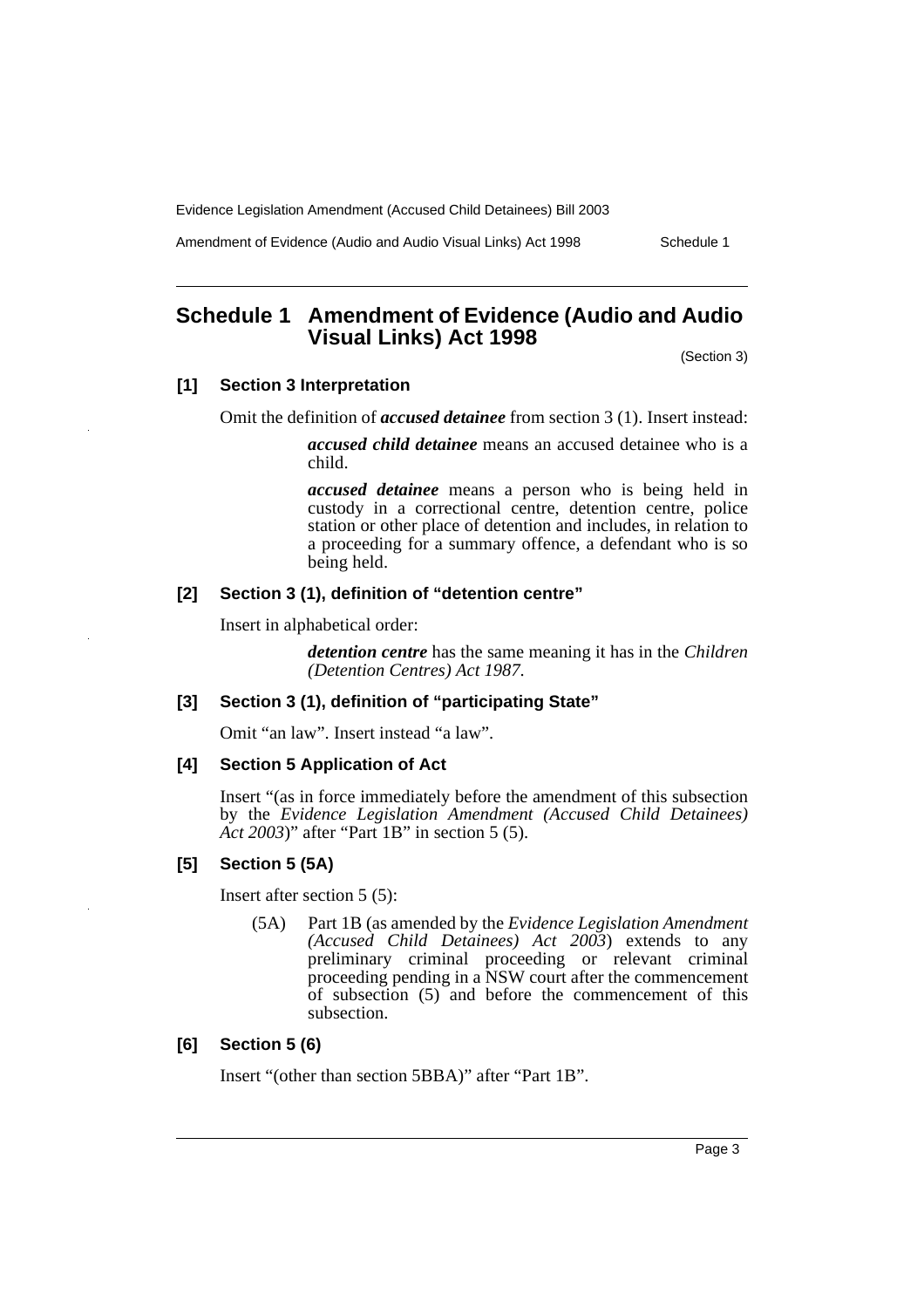## Schedule 1 Amendment of Evidence (Audio and Audio Visual Links) Act 1998

(Section 3)

### [1] Section 3 Interpretation

Omit the definition of ***accused detainee*** from section 3 (1). Insert instead:

> ***accused child detainee*** means an accused detainee who is a child.
>
> ***accused detainee*** means a person who is being held in custody in a correctional centre, detention centre, police station or other place of detention and includes, in relation to a proceeding for a summary offence, a defendant who is so being held.

### [2] Section 3 (1), definition of "detention centre"

Insert in alphabetical order:

> ***detention centre*** has the same meaning it has in the *Children (Detention Centres) Act 1987*.

### [3] Section 3 (1), definition of "participating State"

Omit "an law". Insert instead "a law".

### [4] Section 5 Application of Act

Insert "(as in force immediately before the amendment of this subsection by the *Evidence Legislation Amendment (Accused Child Detainees) Act 2003*)" after "Part 1B" in section 5 (5).

### [5] Section 5 (5A)

Insert after section 5 (5):

> (5A) Part 1B (as amended by the *Evidence Legislation Amendment (Accused Child Detainees) Act 2003*) extends to any preliminary criminal proceeding or relevant criminal proceeding pending in a NSW court after the commencement of subsection (5) and before the commencement of this subsection.

### [6] Section 5 (6)

Insert "(other than section 5BBA)" after "Part 1B".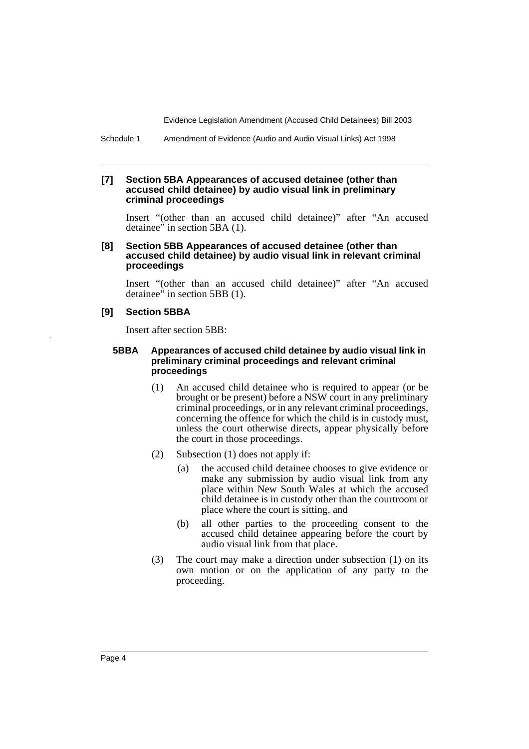**[7] Section 5BA Appearances of accused detainee (other than accused child detainee) by audio visual link in preliminary criminal proceedings**

Insert "(other than an accused child detainee)" after "An accused detainee" in section 5BA (1).

**[8] Section 5BB Appearances of accused detainee (other than accused child detainee) by audio visual link in relevant criminal proceedings**

Insert "(other than an accused child detainee)" after "An accused detainee" in section 5BB (1).

**[9] Section 5BBA**

Insert after section 5BB:

**5BBA Appearances of accused child detainee by audio visual link in preliminary criminal proceedings and relevant criminal proceedings**

(1) An accused child detainee who is required to appear (or be brought or be present) before a NSW court in any preliminary criminal proceedings, or in any relevant criminal proceedings, concerning the offence for which the child is in custody must, unless the court otherwise directs, appear physically before the court in those proceedings.

(2) Subsection (1) does not apply if:

(a) the accused child detainee chooses to give evidence or make any submission by audio visual link from any place within New South Wales at which the accused child detainee is in custody other than the courtroom or place where the court is sitting, and

(b) all other parties to the proceeding consent to the accused child detainee appearing before the court by audio visual link from that place.

(3) The court may make a direction under subsection (1) on its own motion or on the application of any party to the proceeding.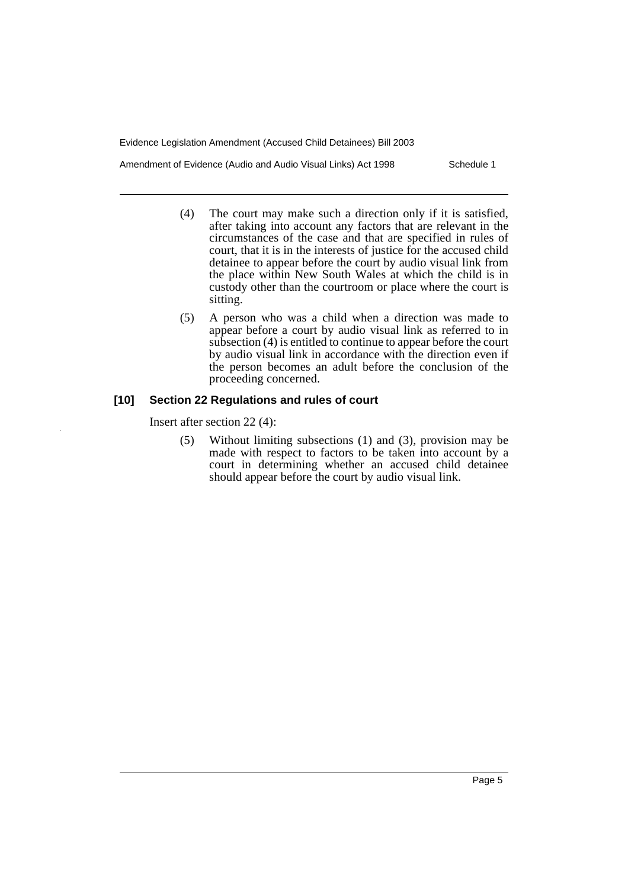(4) The court may make such a direction only if it is satisfied, after taking into account any factors that are relevant in the circumstances of the case and that are specified in rules of court, that it is in the interests of justice for the accused child detainee to appear before the court by audio visual link from the place within New South Wales at which the child is in custody other than the courtroom or place where the court is sitting.

(5) A person who was a child when a direction was made to appear before a court by audio visual link as referred to in subsection (4) is entitled to continue to appear before the court by audio visual link in accordance with the direction even if the person becomes an adult before the conclusion of the proceeding concerned.

**[10] Section 22 Regulations and rules of court**

Insert after section 22 (4):

(5) Without limiting subsections (1) and (3), provision may be made with respect to factors to be taken into account by a court in determining whether an accused child detainee should appear before the court by audio visual link.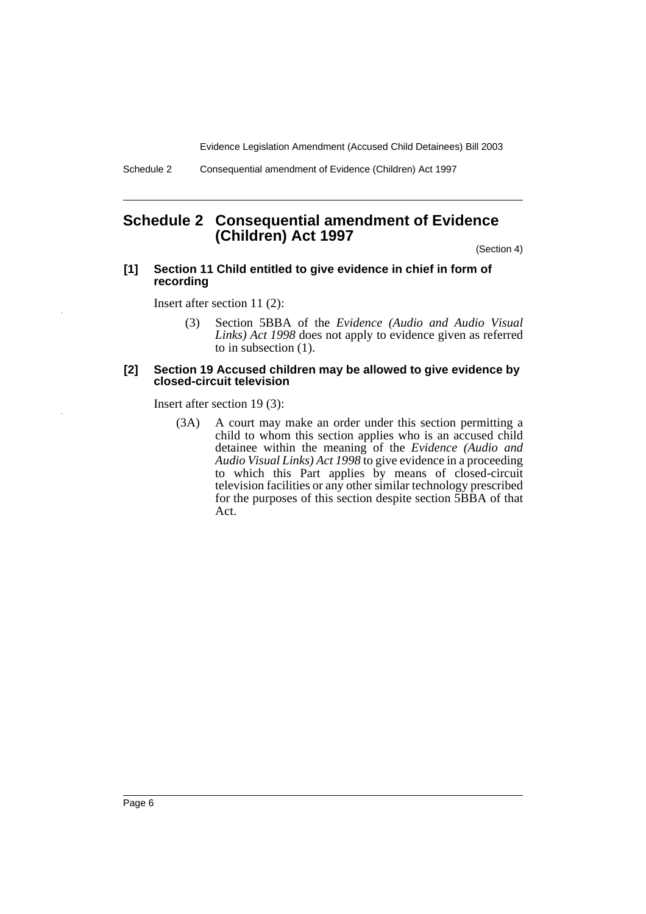## Schedule 2 Consequential amendment of Evidence (Children) Act 1997

(Section 4)

**[1] Section 11 Child entitled to give evidence in chief in form of recording**

Insert after section 11 (2):

> (3) Section 5BBA of the *Evidence (Audio and Audio Visual Links) Act 1998* does not apply to evidence given as referred to in subsection (1).

**[2] Section 19 Accused children may be allowed to give evidence by closed-circuit television**

Insert after section 19 (3):

> (3A) A court may make an order under this section permitting a child to whom this section applies who is an accused child detainee within the meaning of the *Evidence (Audio and Audio Visual Links) Act 1998* to give evidence in a proceeding to which this Part applies by means of closed-circuit television facilities or any other similar technology prescribed for the purposes of this section despite section 5BBA of that Act.